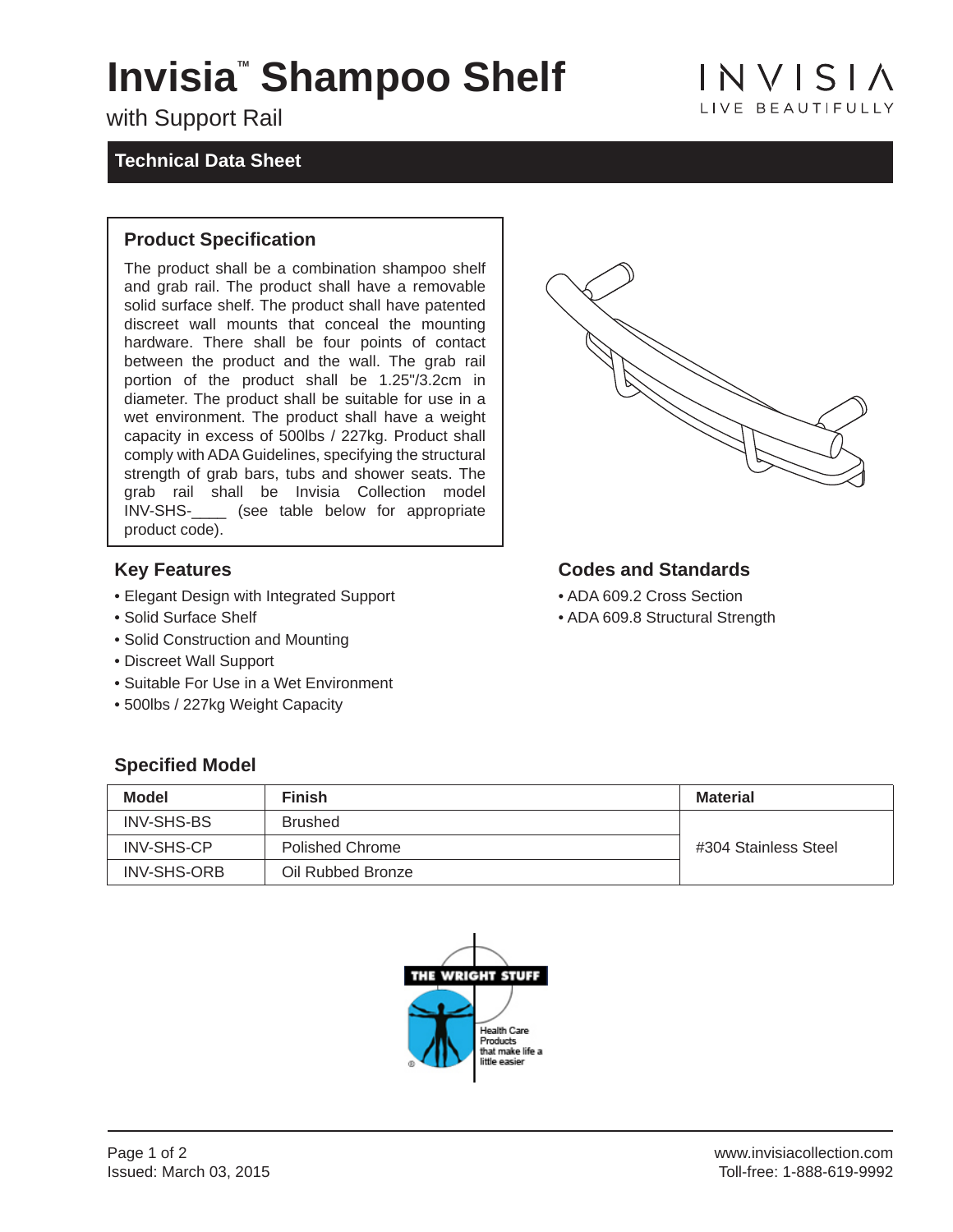# Invisia™ Shampoo Shelf

with Support Rail

INVISIA
LIVE BEAUTIFULLY

## Technical Data Sheet

### Product Specification

The product shall be a combination shampoo shelf and grab rail. The product shall have a removable solid surface shelf. The product shall have patented discreet wall mounts that conceal the mounting hardware. There shall be four points of contact between the product and the wall. The grab rail portion of the product shall be 1.25"/3.2cm in diameter. The product shall be suitable for use in a wet environment. The product shall have a weight capacity in excess of 500lbs / 227kg. Product shall comply with ADA Guidelines, specifying the structural strength of grab bars, tubs and shower seats. The grab rail shall be Invisia Collection model INV-SHS-____ (see table below for appropriate product code).

### Key Features

- Elegant Design with Integrated Support
- Solid Surface Shelf
- Solid Construction and Mounting
- Discreet Wall Support
- Suitable For Use in a Wet Environment
- 500lbs / 227kg Weight Capacity

### Codes and Standards

- ADA 609.2 Cross Section
- ADA 609.8 Structural Strength

### Specified Model

| Model | Finish | Material |
|---|---|---|
| INV-SHS-BS | Brushed | #304 Stainless Steel |
| INV-SHS-CP | Polished Chrome | |
| INV-SHS-ORB | Oil Rubbed Bronze | |

THE WRIGHT STUFF

Health Care Products that make life a little easier

Issued: March 03, 2015

www.invisiacollection.com
Toll-free: 1-888-619-9992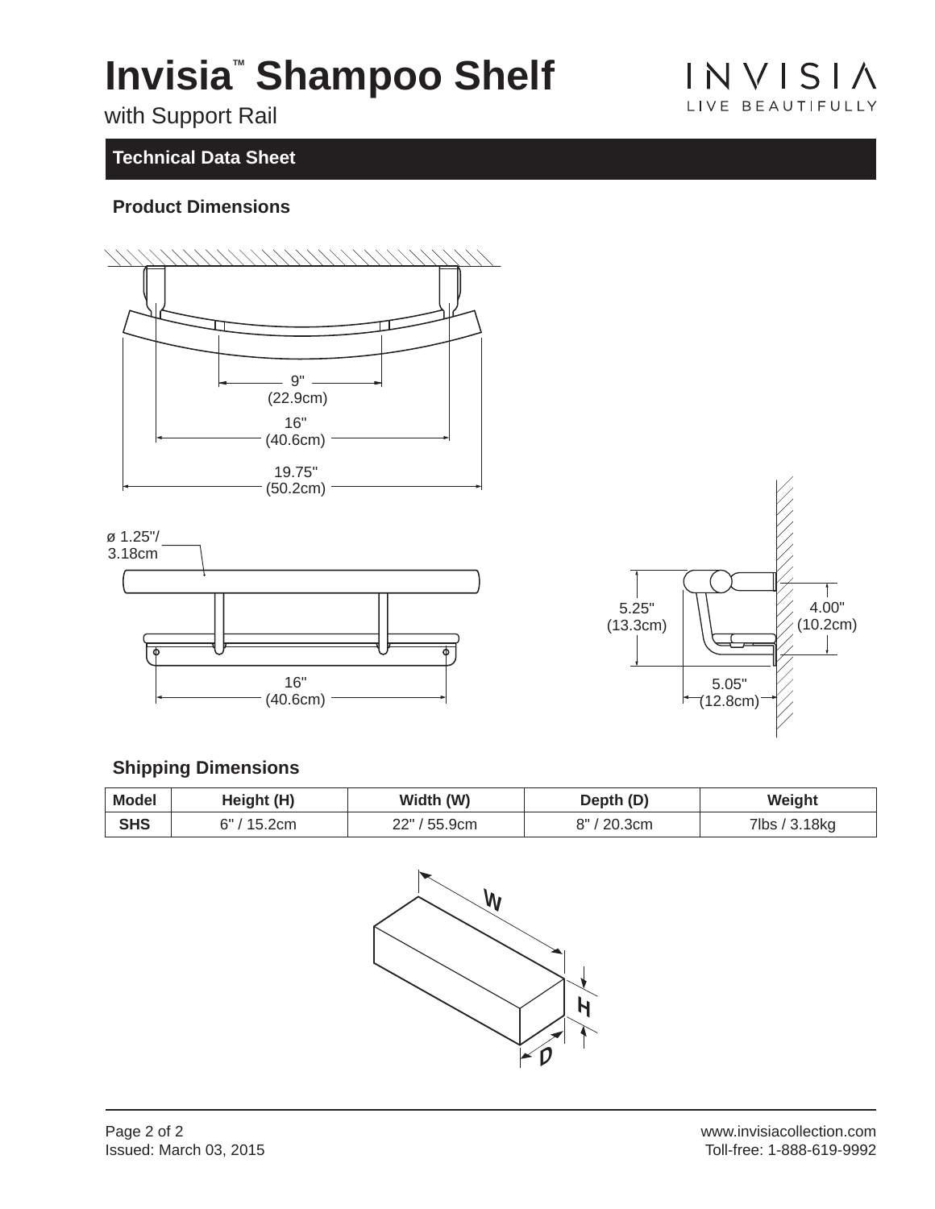# Invisia™ Shampoo Shelf

with Support Rail

INVISIA
LIVE BEAUTIFULLY

## Technical Data Sheet

### Product Dimensions

9"
(22.9cm)

16"
(40.6cm)

19.75"
(50.2cm)

ø 1.25"/
3.18cm

16"
(40.6cm)

5.25"
(13.3cm)

4.00"
(10.2cm)

5.05"
(12.8cm)

### Shipping Dimensions

| Model | Height (H) | Width (W) | Depth (D) | Weight |
|---|---|---|---|---|
| SHS | 6" / 15.2cm | 22" / 55.9cm | 8" / 20.3cm | 7lbs / 3.18kg |

W

H

D

Issued: March 03, 2015

www.invisiacollection.com
Toll-free: 1-888-619-9992